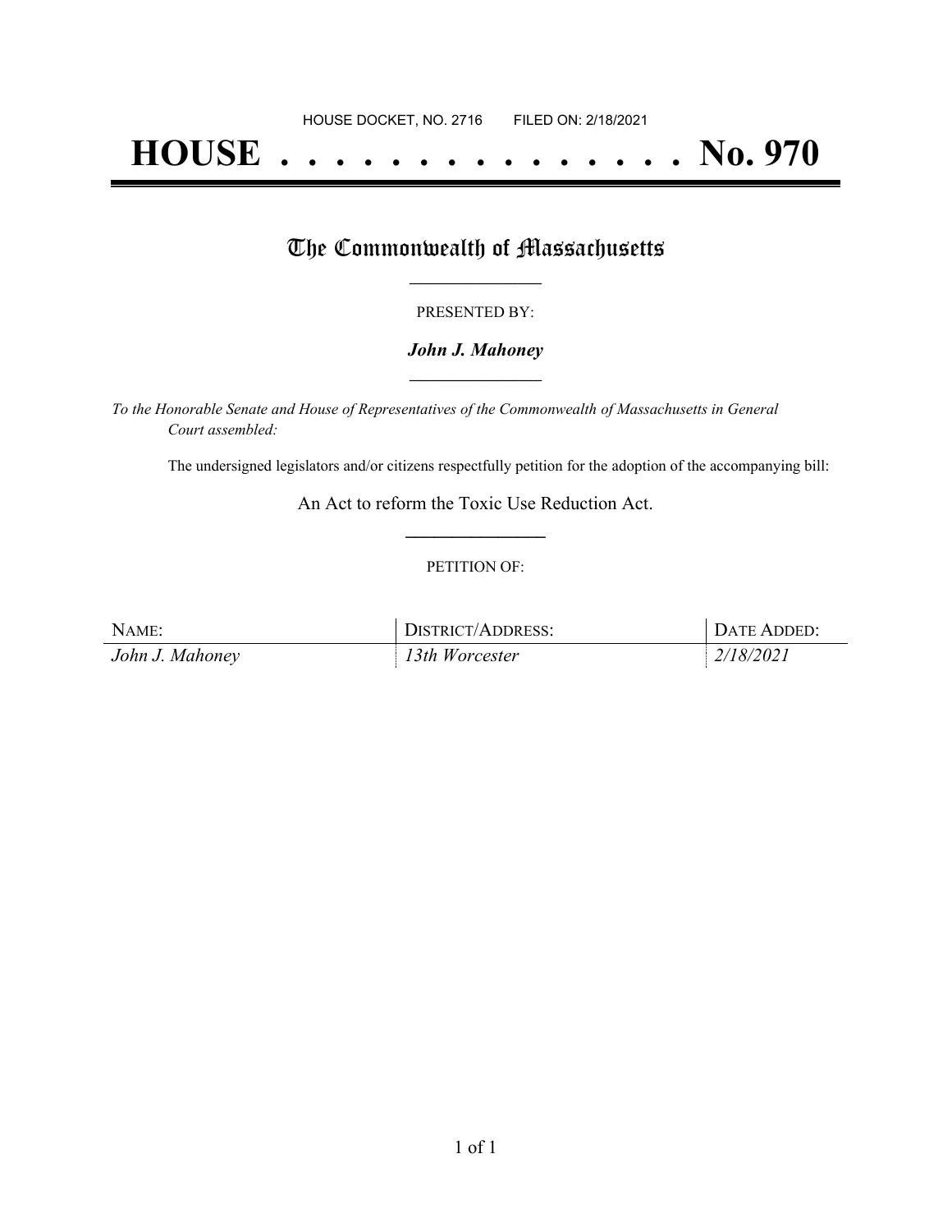HOUSE DOCKET, NO. 2716 FILED ON: 2/18/2021

# HOUSE . . . . . . . . . . . . . . . No. 970

## The Commonwealth of Massachusetts

PRESENTED BY:

***John J. Mahoney***

*To the Honorable Senate and House of Representatives of the Commonwealth of Massachusetts in General Court assembled:*

The undersigned legislators and/or citizens respectfully petition for the adoption of the accompanying bill:

An Act to reform the Toxic Use Reduction Act.

PETITION OF:

| NAME: | DISTRICT/ADDRESS: | DATE ADDED: |
| --- | --- | --- |
| *John J. Mahoney* | *13th Worcester* | *2/18/2021* |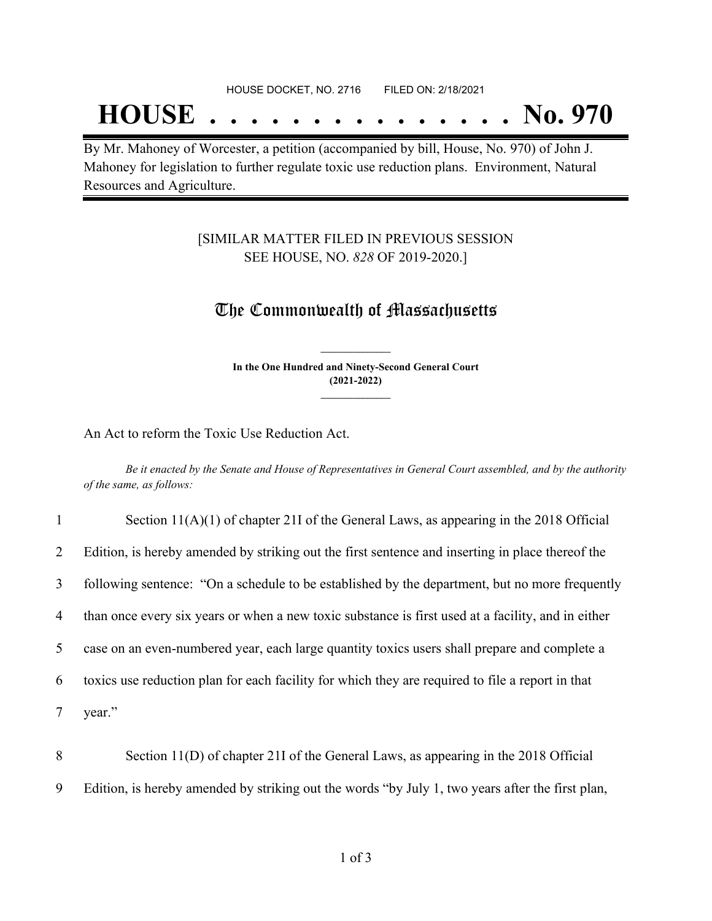HOUSE DOCKET, NO. 2716 FILED ON: 2/18/2021

# HOUSE . . . . . . . . . . . . . . . No. 970

By Mr. Mahoney of Worcester, a petition (accompanied by bill, House, No. 970) of John J. Mahoney for legislation to further regulate toxic use reduction plans. Environment, Natural Resources and Agriculture.

[SIMILAR MATTER FILED IN PREVIOUS SESSION SEE HOUSE, NO. *828* OF 2019-2020.]

## The Commonwealth of Massachusetts

**In the One Hundred and Ninety-Second General Court (2021-2022)**

An Act to reform the Toxic Use Reduction Act.

*Be it enacted by the Senate and House of Representatives in General Court assembled, and by the authority of the same, as follows:*

1 Section 11(A)(1) of chapter 21I of the General Laws, as appearing in the 2018 Official
2 Edition, is hereby amended by striking out the first sentence and inserting in place thereof the
3 following sentence: "On a schedule to be established by the department, but no more frequently
4 than once every six years or when a new toxic substance is first used at a facility, and in either
5 case on an even-numbered year, each large quantity toxics users shall prepare and complete a
6 toxics use reduction plan for each facility for which they are required to file a report in that
7 year."

8 Section 11(D) of chapter 21I of the General Laws, as appearing in the 2018 Official
9 Edition, is hereby amended by striking out the words "by July 1, two years after the first plan,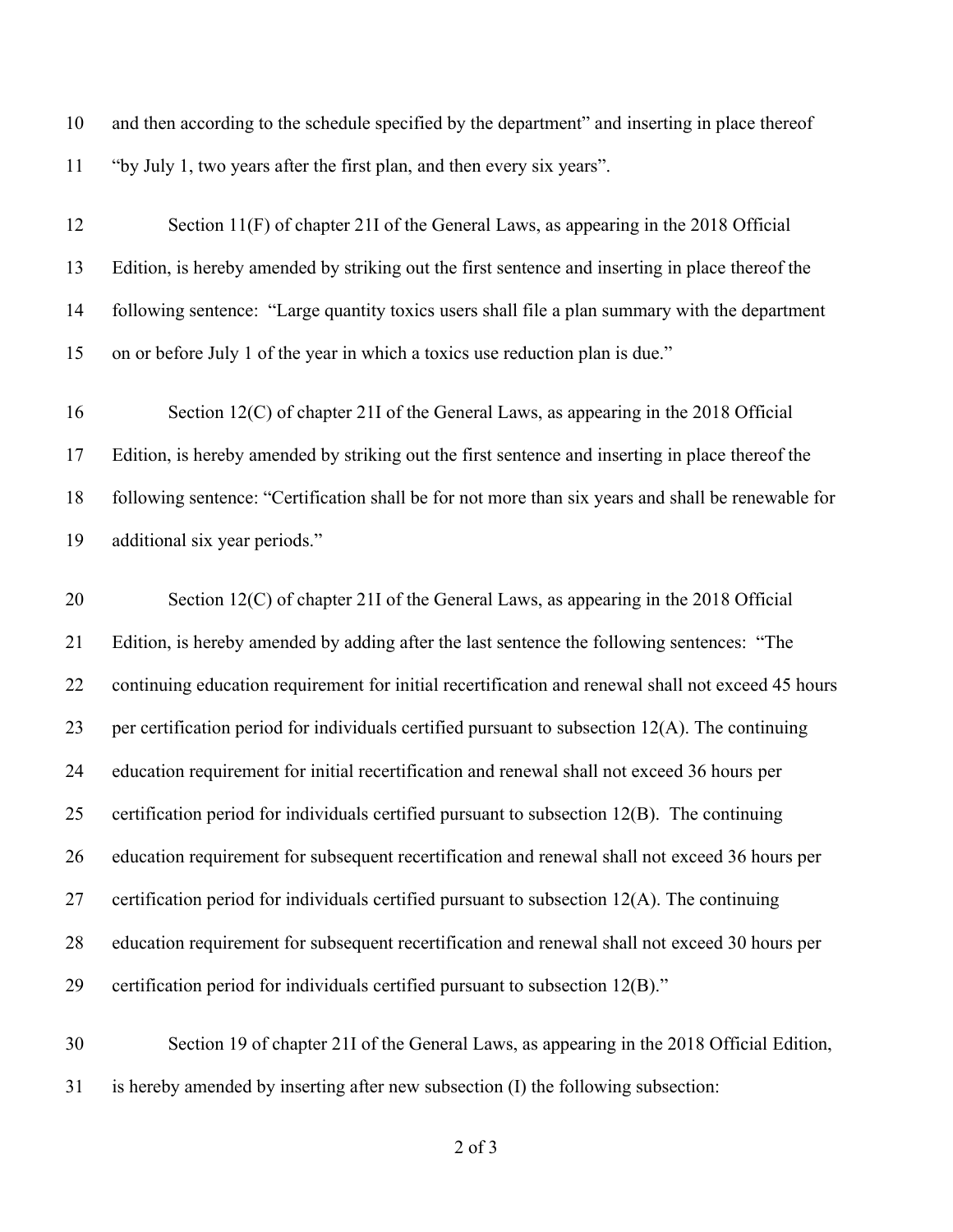and then according to the schedule specified by the department" and inserting in place thereof "by July 1, two years after the first plan, and then every six years".

Section 11(F) of chapter 21I of the General Laws, as appearing in the 2018 Official Edition, is hereby amended by striking out the first sentence and inserting in place thereof the following sentence: "Large quantity toxics users shall file a plan summary with the department on or before July 1 of the year in which a toxics use reduction plan is due."

Section 12(C) of chapter 21I of the General Laws, as appearing in the 2018 Official Edition, is hereby amended by striking out the first sentence and inserting in place thereof the following sentence: "Certification shall be for not more than six years and shall be renewable for additional six year periods."

Section 12(C) of chapter 21I of the General Laws, as appearing in the 2018 Official Edition, is hereby amended by adding after the last sentence the following sentences: "The continuing education requirement for initial recertification and renewal shall not exceed 45 hours per certification period for individuals certified pursuant to subsection 12(A). The continuing education requirement for initial recertification and renewal shall not exceed 36 hours per certification period for individuals certified pursuant to subsection 12(B). The continuing education requirement for subsequent recertification and renewal shall not exceed 36 hours per certification period for individuals certified pursuant to subsection 12(A). The continuing education requirement for subsequent recertification and renewal shall not exceed 30 hours per certification period for individuals certified pursuant to subsection 12(B)."

Section 19 of chapter 21I of the General Laws, as appearing in the 2018 Official Edition, is hereby amended by inserting after new subsection (I) the following subsection: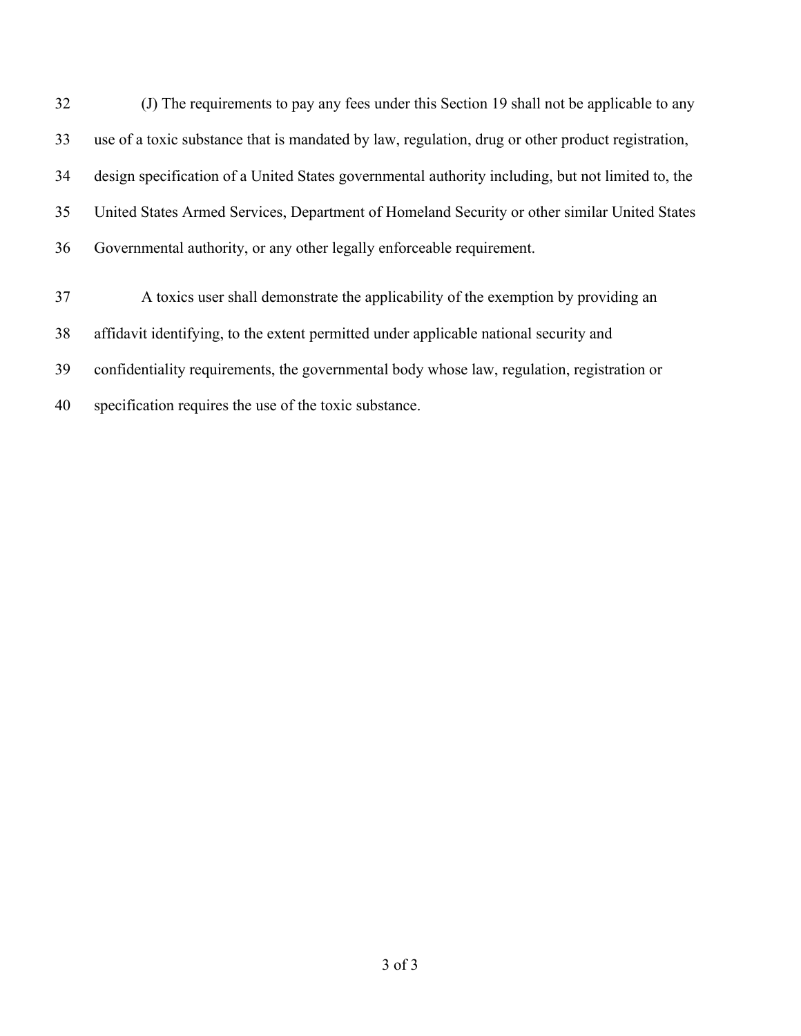(J) The requirements to pay any fees under this Section 19 shall not be applicable to any use of a toxic substance that is mandated by law, regulation, drug or other product registration, design specification of a United States governmental authority including, but not limited to, the United States Armed Services, Department of Homeland Security or other similar United States Governmental authority, or any other legally enforceable requirement.

A toxics user shall demonstrate the applicability of the exemption by providing an affidavit identifying, to the extent permitted under applicable national security and confidentiality requirements, the governmental body whose law, regulation, registration or specification requires the use of the toxic substance.